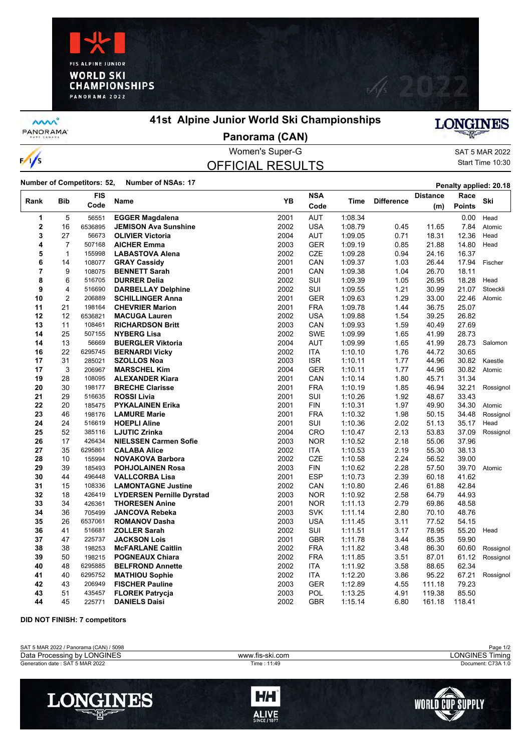FIS ALPINE JUNIOR WORLD SKI CHAMPIONSHIPS PANORAMA 2022

# 41st Alpine Junior World Ski Championships

## Panorama (CAN)

### Women's Super-G

### OFFICIAL RESULTS

SAT 5 MAR 2022
Start Time 10:30

**Number of Competitors: 52, Number of NSAs: 17** **Penalty applied: 20.18**

| Rank | Bib | FIS Code | Name | YB | NSA Code | Time | Difference | Distance (m) | Race Points | Ski |
|---|---|---|---|---|---|---|---|---|---|---|
| 1 | 5 | 56551 | **EGGER Magdalena** | 2001 | AUT | 1:08.34 | | | 0.00 | Head |
| 2 | 16 | 6536895 | **JEMISON Ava Sunshine** | 2002 | USA | 1:08.79 | 0.45 | 11.65 | 7.84 | Atomic |
| 3 | 27 | 56673 | **OLIVIER Victoria** | 2004 | AUT | 1:09.05 | 0.71 | 18.31 | 12.36 | Head |
| 4 | 7 | 507168 | **AICHER Emma** | 2003 | GER | 1:09.19 | 0.85 | 21.88 | 14.80 | Head |
| 5 | 1 | 155998 | **LABASTOVA Alena** | 2002 | CZE | 1:09.28 | 0.94 | 24.16 | 16.37 | |
| 6 | 14 | 108077 | **GRAY Cassidy** | 2001 | CAN | 1:09.37 | 1.03 | 26.44 | 17.94 | Fischer |
| 7 | 9 | 108075 | **BENNETT Sarah** | 2001 | CAN | 1:09.38 | 1.04 | 26.70 | 18.11 | |
| 8 | 6 | 516705 | **DURRER Delia** | 2002 | SUI | 1:09.39 | 1.05 | 26.95 | 18.28 | Head |
| 9 | 4 | 516690 | **DARBELLAY Delphine** | 2002 | SUI | 1:09.55 | 1.21 | 30.99 | 21.07 | Stoeckli |
| 10 | 2 | 206889 | **SCHILLINGER Anna** | 2001 | GER | 1:09.63 | 1.29 | 33.00 | 22.46 | Atomic |
| 11 | 21 | 198164 | **CHEVRIER Marion** | 2001 | FRA | 1:09.78 | 1.44 | 36.75 | 25.07 | |
| 12 | 12 | 6536821 | **MACUGA Lauren** | 2002 | USA | 1:09.88 | 1.54 | 39.25 | 26.82 | |
| 13 | 11 | 108461 | **RICHARDSON Britt** | 2003 | CAN | 1:09.93 | 1.59 | 40.49 | 27.69 | |
| 14 | 25 | 507155 | **NYBERG Lisa** | 2002 | SWE | 1:09.99 | 1.65 | 41.99 | 28.73 | |
| 14 | 13 | 56669 | **BUERGLER Viktoria** | 2004 | AUT | 1:09.99 | 1.65 | 41.99 | 28.73 | Salomon |
| 16 | 22 | 6295745 | **BERNARDI Vicky** | 2002 | ITA | 1:10.10 | 1.76 | 44.72 | 30.65 | |
| 17 | 31 | 285021 | **SZOLLOS Noa** | 2003 | ISR | 1:10.11 | 1.77 | 44.96 | 30.82 | Kaestle |
| 17 | 3 | 206967 | **MARSCHEL Kim** | 2004 | GER | 1:10.11 | 1.77 | 44.96 | 30.82 | Atomic |
| 19 | 28 | 108095 | **ALEXANDER Kiara** | 2001 | CAN | 1:10.14 | 1.80 | 45.71 | 31.34 | |
| 20 | 30 | 198177 | **BRECHE Clarisse** | 2001 | FRA | 1:10.19 | 1.85 | 46.94 | 32.21 | Rossignol |
| 21 | 29 | 516635 | **ROSSI Livia** | 2001 | SUI | 1:10.26 | 1.92 | 48.67 | 33.43 | |
| 22 | 20 | 185475 | **PYKALAINEN Erika** | 2001 | FIN | 1:10.31 | 1.97 | 49.90 | 34.30 | Atomic |
| 23 | 46 | 198176 | **LAMURE Marie** | 2001 | FRA | 1:10.32 | 1.98 | 50.15 | 34.48 | Rossignol |
| 24 | 24 | 516619 | **HOEPLI Aline** | 2001 | SUI | 1:10.36 | 2.02 | 51.13 | 35.17 | Head |
| 25 | 52 | 385116 | **LJUTIC Zrinka** | 2004 | CRO | 1:10.47 | 2.13 | 53.83 | 37.09 | Rossignol |
| 26 | 17 | 426434 | **NIELSSEN Carmen Sofie** | 2003 | NOR | 1:10.52 | 2.18 | 55.06 | 37.96 | |
| 27 | 35 | 6295861 | **CALABA Alice** | 2002 | ITA | 1:10.53 | 2.19 | 55.30 | 38.13 | |
| 28 | 10 | 155994 | **NOVAKOVA Barbora** | 2002 | CZE | 1:10.58 | 2.24 | 56.52 | 39.00 | |
| 29 | 39 | 185493 | **POHJOLAINEN Rosa** | 2003 | FIN | 1:10.62 | 2.28 | 57.50 | 39.70 | Atomic |
| 30 | 44 | 496448 | **VALLCORBA Lisa** | 2001 | ESP | 1:10.73 | 2.39 | 60.18 | 41.62 | |
| 31 | 15 | 108336 | **LAMONTAGNE Justine** | 2002 | CAN | 1:10.80 | 2.46 | 61.88 | 42.84 | |
| 32 | 18 | 426419 | **LYDERSEN Pernille Dyrstad** | 2003 | NOR | 1:10.92 | 2.58 | 64.79 | 44.93 | |
| 33 | 34 | 426361 | **THORESEN Anine** | 2001 | NOR | 1:11.13 | 2.79 | 69.86 | 48.58 | |
| 34 | 36 | 705499 | **JANCOVA Rebeka** | 2003 | SVK | 1:11.14 | 2.80 | 70.10 | 48.76 | |
| 35 | 26 | 6537061 | **ROMANOV Dasha** | 2003 | USA | 1:11.45 | 3.11 | 77.52 | 54.15 | |
| 36 | 41 | 516681 | **ZOLLER Sarah** | 2002 | SUI | 1:11.51 | 3.17 | 78.95 | 55.20 | Head |
| 37 | 47 | 225737 | **JACKSON Lois** | 2001 | GBR | 1:11.78 | 3.44 | 85.35 | 59.90 | |
| 38 | 38 | 198253 | **McFARLANE Caitlin** | 2002 | FRA | 1:11.82 | 3.48 | 86.30 | 60.60 | Rossignol |
| 39 | 50 | 198215 | **POGNEAUX Chiara** | 2002 | FRA | 1:11.85 | 3.51 | 87.01 | 61.12 | Rossignol |
| 40 | 48 | 6295885 | **BELFROND Annette** | 2002 | ITA | 1:11.92 | 3.58 | 88.65 | 62.34 | |
| 41 | 40 | 6295752 | **MATHIOU Sophie** | 2002 | ITA | 1:12.20 | 3.86 | 95.22 | 67.21 | Rossignol |
| 42 | 43 | 206949 | **FISCHER Pauline** | 2003 | GER | 1:12.89 | 4.55 | 111.18 | 79.23 | |
| 43 | 51 | 435457 | **FLOREK Patrycja** | 2003 | POL | 1:13.25 | 4.91 | 119.38 | 85.50 | |
| 44 | 45 | 225771 | **DANIELS Daisi** | 2002 | GBR | 1:15.14 | 6.80 | 161.18 | 118.41 | |

**DID NOT FINISH: 7 competitors**

SAT 5 MAR 2022 / Panorama (CAN) / 5098
Data Processing by LONGINES — www.fis-ski.com — LONGINES Timing
Generation date : SAT 5 MAR 2022 — Time : 11:49 — Document: C73A 1.0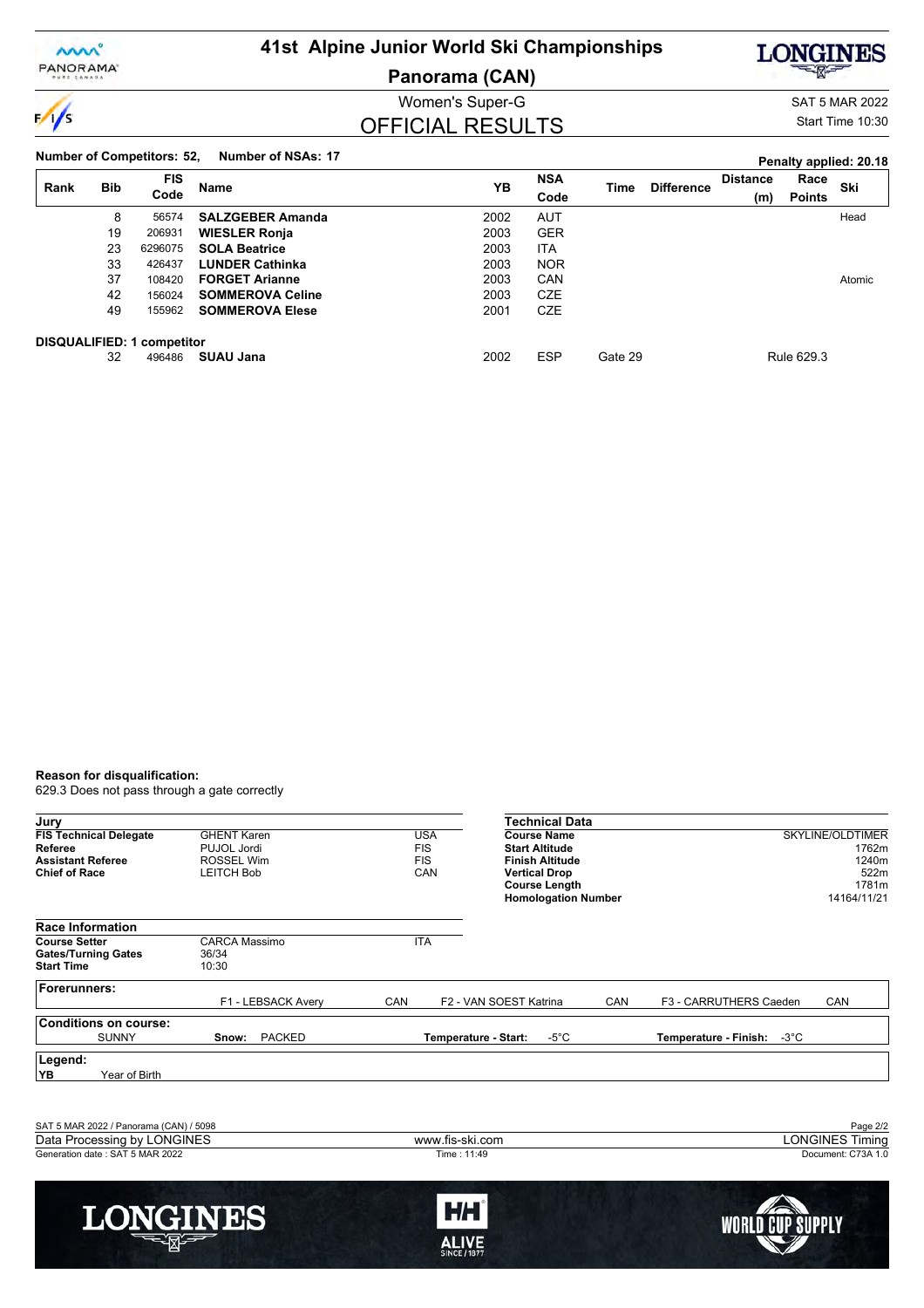# 41st Alpine Junior World Ski Championships

## Panorama (CAN)

Women's Super-G

SAT 5 MAR 2022

OFFICIAL RESULTS

Start Time 10:30

**Number of Competitors: 52, Number of NSAs: 17**

**Penalty applied: 20.18**

| Rank | Bib | FIS Code | Name | YB | NSA Code | Time | Difference | Distance (m) | Race Points | Ski |
|---|---|---|---|---|---|---|---|---|---|---|
| | 8 | 56574 | **SALZGEBER Amanda** | 2002 | AUT | | | | | Head |
| | 19 | 206931 | **WIESLER Ronja** | 2003 | GER | | | | | |
| | 23 | 6296075 | **SOLA Beatrice** | 2003 | ITA | | | | | |
| | 33 | 426437 | **LUNDER Cathinka** | 2003 | NOR | | | | | |
| | 37 | 108420 | **FORGET Arianne** | 2003 | CAN | | | | | Atomic |
| | 42 | 156024 | **SOMMEROVA Celine** | 2003 | CZE | | | | | |
| | 49 | 155962 | **SOMMEROVA Elese** | 2001 | CZE | | | | | |
| **DISQUALIFIED: 1 competitor** | | | | | | | | | | |
| | 32 | 496486 | **SUAU Jana** | 2002 | ESP | Gate 29 | | | Rule 629.3 | |

**Reason for disqualification:**
629.3 Does not pass through a gate correctly

| Jury | | |
|---|---|---|
| **FIS Technical Delegate** | GHENT Karen | USA |
| **Referee** | PUJOL Jordi | FIS |
| **Assistant Referee** | ROSSEL Wim | FIS |
| **Chief of Race** | LEITCH Bob | CAN |

| Technical Data | |
|---|---|
| **Course Name** | SKYLINE/OLDTIMER |
| **Start Altitude** | 1762m |
| **Finish Altitude** | 1240m |
| **Vertical Drop** | 522m |
| **Course Length** | 1781m |
| **Homologation Number** | 14164/11/21 |

| Race Information | | |
|---|---|---|
| **Course Setter** | CARCA Massimo | ITA |
| **Gates/Turning Gates** | 36/34 | |
| **Start Time** | 10:30 | |

**Forerunners:**
F1 - LEBSACK Avery CAN; F2 - VAN SOEST Katrina CAN; F3 - CARRUTHERS Caeden CAN

**Conditions on course:**
SUNNY; **Snow:** PACKED; **Temperature - Start:** -5°C; **Temperature - Finish:** -3°C

**Legend:**
**YB** Year of Birth

SAT 5 MAR 2022 / Panorama (CAN) / 5098
Data Processing by LONGINES — www.fis-ski.com — LONGINES Timing
Generation date : SAT 5 MAR 2022 — Time : 11:49 — Document: C73A 1.0